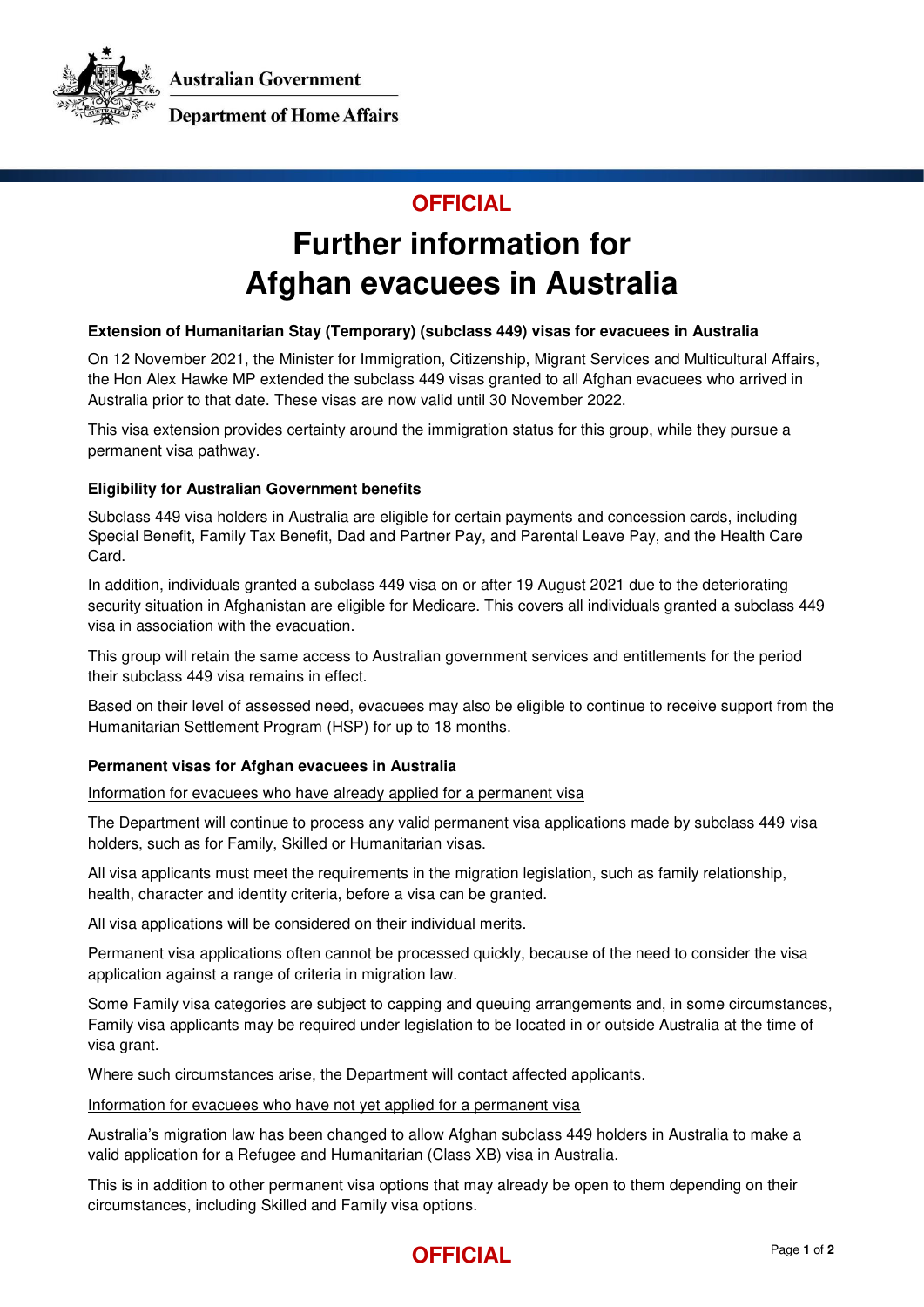Australian Government

Department of Home Affairs

OFFICIAL

# Further information for Afghan evacuees in Australia

### Extension of Humanitarian Stay (Temporary) (subclass 449) visas for evacuees in Australia

On 12 November 2021, the Minister for Immigration, Citizenship, Migrant Services and Multicultural Affairs, the Hon Alex Hawke MP extended the subclass 449 visas granted to all Afghan evacuees who arrived in Australia prior to that date. These visas are now valid until 30 November 2022.

This visa extension provides certainty around the immigration status for this group, while they pursue a permanent visa pathway.

### Eligibility for Australian Government benefits

Subclass 449 visa holders in Australia are eligible for certain payments and concession cards, including Special Benefit, Family Tax Benefit, Dad and Partner Pay, and Parental Leave Pay, and the Health Care Card.

In addition, individuals granted a subclass 449 visa on or after 19 August 2021 due to the deteriorating security situation in Afghanistan are eligible for Medicare. This covers all individuals granted a subclass 449 visa in association with the evacuation.

This group will retain the same access to Australian government services and entitlements for the period their subclass 449 visa remains in effect.

Based on their level of assessed need, evacuees may also be eligible to continue to receive support from the Humanitarian Settlement Program (HSP) for up to 18 months.

### Permanent visas for Afghan evacuees in Australia

Information for evacuees who have already applied for a permanent visa

The Department will continue to process any valid permanent visa applications made by subclass 449 visa holders, such as for Family, Skilled or Humanitarian visas.

All visa applicants must meet the requirements in the migration legislation, such as family relationship, health, character and identity criteria, before a visa can be granted.

All visa applications will be considered on their individual merits.

Permanent visa applications often cannot be processed quickly, because of the need to consider the visa application against a range of criteria in migration law.

Some Family visa categories are subject to capping and queuing arrangements and, in some circumstances, Family visa applicants may be required under legislation to be located in or outside Australia at the time of visa grant.

Where such circumstances arise, the Department will contact affected applicants.

Information for evacuees who have not yet applied for a permanent visa

Australia's migration law has been changed to allow Afghan subclass 449 holders in Australia to make a valid application for a Refugee and Humanitarian (Class XB) visa in Australia.

This is in addition to other permanent visa options that may already be open to them depending on their circumstances, including Skilled and Family visa options.

OFFICIAL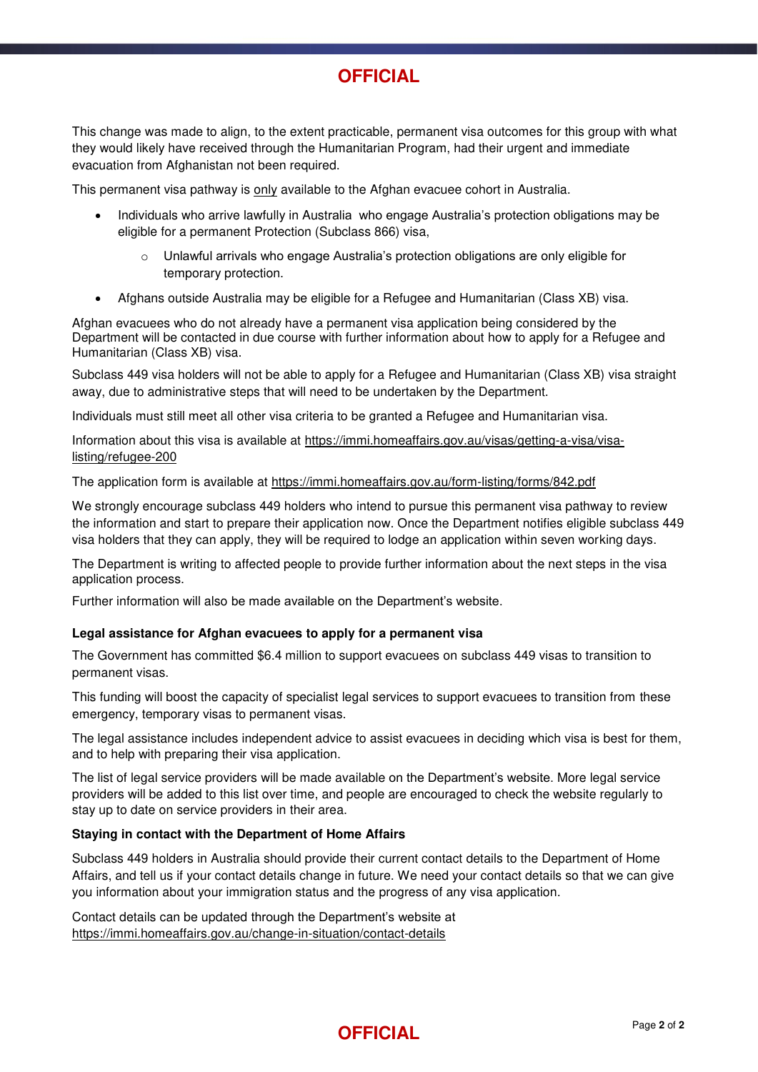This change was made to align, to the extent practicable, permanent visa outcomes for this group with what they would likely have received through the Humanitarian Program, had their urgent and immediate evacuation from Afghanistan not been required.

This permanent visa pathway is only available to the Afghan evacuee cohort in Australia.

- Individuals who arrive lawfully in Australia who engage Australia's protection obligations may be eligible for a permanent Protection (Subclass 866) visa,
  - Unlawful arrivals who engage Australia's protection obligations are only eligible for temporary protection.
- Afghans outside Australia may be eligible for a Refugee and Humanitarian (Class XB) visa.

Afghan evacuees who do not already have a permanent visa application being considered by the Department will be contacted in due course with further information about how to apply for a Refugee and Humanitarian (Class XB) visa.

Subclass 449 visa holders will not be able to apply for a Refugee and Humanitarian (Class XB) visa straight away, due to administrative steps that will need to be undertaken by the Department.

Individuals must still meet all other visa criteria to be granted a Refugee and Humanitarian visa.

Information about this visa is available at https://immi.homeaffairs.gov.au/visas/getting-a-visa/visa-listing/refugee-200

The application form is available at https://immi.homeaffairs.gov.au/form-listing/forms/842.pdf

We strongly encourage subclass 449 holders who intend to pursue this permanent visa pathway to review the information and start to prepare their application now. Once the Department notifies eligible subclass 449 visa holders that they can apply, they will be required to lodge an application within seven working days.

The Department is writing to affected people to provide further information about the next steps in the visa application process.

Further information will also be made available on the Department's website.

**Legal assistance for Afghan evacuees to apply for a permanent visa**

The Government has committed $6.4 million to support evacuees on subclass 449 visas to transition to permanent visas.

This funding will boost the capacity of specialist legal services to support evacuees to transition from these emergency, temporary visas to permanent visas.

The legal assistance includes independent advice to assist evacuees in deciding which visa is best for them, and to help with preparing their visa application.

The list of legal service providers will be made available on the Department's website. More legal service providers will be added to this list over time, and people are encouraged to check the website regularly to stay up to date on service providers in their area.

**Staying in contact with the Department of Home Affairs**

Subclass 449 holders in Australia should provide their current contact details to the Department of Home Affairs, and tell us if your contact details change in future. We need your contact details so that we can give you information about your immigration status and the progress of any visa application.

Contact details can be updated through the Department's website at https://immi.homeaffairs.gov.au/change-in-situation/contact-details